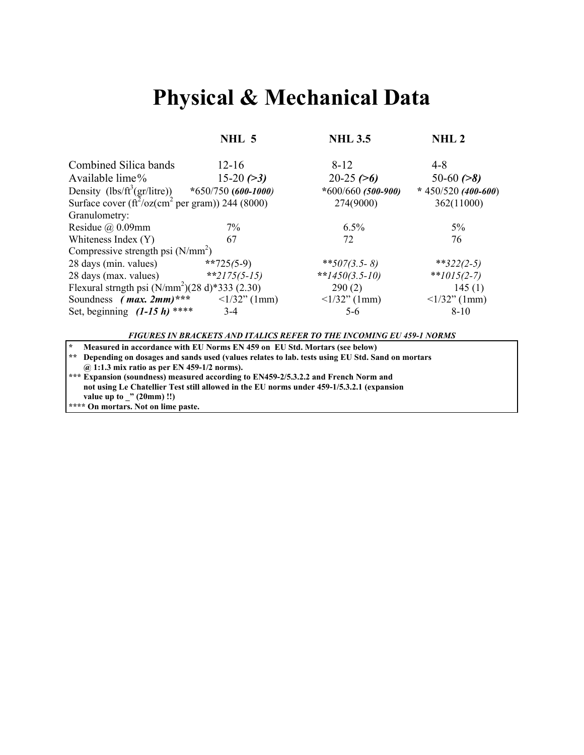# Physical & Mechanical Data

| | NHL 5 | NHL 3.5 | NHL 2 |
|---|---|---|---|
| Combined Silica bands | 12-16 | 8-12 | 4-8 |
| Available lime% | 15-20 ***(>3)*** | 20-25 ***(>6)*** | 50-60 ***(>8)*** |
| Density (lbs/ft$^3$(gr/litre)) | *650/750 ***(600-1000)*** | *600/660 ***(500-900)*** | * 450/520 ***(400-600)*** |
| Surface cover (ft$^2$/oz(cm$^2$ per gram)) | 244 (8000) | 274(9000) | 362(11000) |
| Granulometry: | | | |
| Residue @ 0.09mm | 7% | 6.5% | 5% |
| Whiteness Index (Y) | 67 | 72 | 76 |
| Compressive strength psi (N/mm$^2$) | | | |
| 28 days (min. values) | **725*(5-9)* | ***507(3.5- 8)*** | ***322(2-5)*** |
| 28 days (max. values) | ***2175(5-15)*** | ***1450(3.5-10)*** | ***1015(2-7)*** |
| Flexural strngth psi (N/mm$^2$)(28 d) | *333 (2.30) | 290 (2) | 145 (1) |
| Soundness ***( max. 2mm)**** | <1/32" (1mm) | <1/32" (1mm) | <1/32" (1mm) |
| Set, beginning ***(1-15 h)*** **** | 3-4 | 5-6 | 8-10 |

***FIGURES IN BRACKETS AND ITALICS REFER TO THE INCOMING EU 459-1 NORMS***

**\* Measured in accordance with EU Norms EN 459 on EU Std. Mortars (see below)**

**\*\* Depending on dosages and sands used (values relates to lab. tests using EU Std. Sand on mortars @ 1:1.3 mix ratio as per EN 459-1/2 norms).**

**\*\*\* Expansion (soundness) measured according to EN459-2/5.3.2.2 and French Norm and not using Le Chatellier Test still allowed in the EU norms under 459-1/5.3.2.1 (expansion value up to _" (20mm) !!)**

**\*\*\*\* On mortars. Not on lime paste.**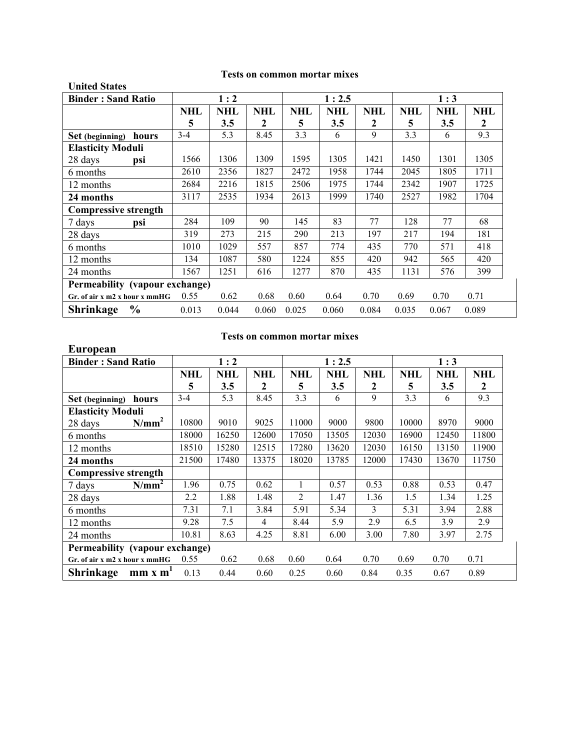## Tests on common mortar mixes

**United States**

| **Binder : Sand Ratio** | **1 : 2** | | | **1 : 2.5** | | | **1 : 3** | | |
|---|---|---|---|---|---|---|---|---|---|
| | **NHL 5** | **NHL 3.5** | **NHL 2** | **NHL 5** | **NHL 3.5** | **NHL 2** | **NHL 5** | **NHL 3.5** | **NHL 2** |
| **Set** (beginning) **hours** | 3-4 | 5.3 | 8.45 | 3.3 | 6 | 9 | 3.3 | 6 | 9.3 |
| **Elasticity Moduli** | | | | | | | | | |
| 28 days **psi** | 1566 | 1306 | 1309 | 1595 | 1305 | 1421 | 1450 | 1301 | 1305 |
| 6 months | 2610 | 2356 | 1827 | 2472 | 1958 | 1744 | 2045 | 1805 | 1711 |
| 12 months | 2684 | 2216 | 1815 | 2506 | 1975 | 1744 | 2342 | 1907 | 1725 |
| **24 months** | 3117 | 2535 | 1934 | 2613 | 1999 | 1740 | 2527 | 1982 | 1704 |
| **Compressive strength** | | | | | | | | | |
| 7 days **psi** | 284 | 109 | 90 | 145 | 83 | 77 | 128 | 77 | 68 |
| 28 days | 319 | 273 | 215 | 290 | 213 | 197 | 217 | 194 | 181 |
| 6 months | 1010 | 1029 | 557 | 857 | 774 | 435 | 770 | 571 | 418 |
| 12 months | 134 | 1087 | 580 | 1224 | 855 | 420 | 942 | 565 | 420 |
| 24 months | 1567 | 1251 | 616 | 1277 | 870 | 435 | 1131 | 576 | 399 |
| **Permeability (vapour exchange)** | | | | | | | | | |
| **Gr. of air x m2 x hour x mmHG** | 0.55 | 0.62 | 0.68 | 0.60 | 0.64 | 0.70 | 0.69 | 0.70 | 0.71 |
| **Shrinkage %** | 0.013 | 0.044 | 0.060 | 0.025 | 0.060 | 0.084 | 0.035 | 0.067 | 0.089 |

## Tests on common mortar mixes

**European**

| **Binder : Sand Ratio** | **1 : 2** | | | **1 : 2.5** | | | **1 : 3** | | |
|---|---|---|---|---|---|---|---|---|---|
| | **NHL 5** | **NHL 3.5** | **NHL 2** | **NHL 5** | **NHL 3.5** | **NHL 2** | **NHL 5** | **NHL 3.5** | **NHL 2** |
| **Set** (beginning) **hours** | 3-4 | 5.3 | 8.45 | 3.3 | 6 | 9 | 3.3 | 6 | 9.3 |
| **Elasticity Moduli** | | | | | | | | | |
| 28 days **$N/mm^2$** | 10800 | 9010 | 9025 | 11000 | 9000 | 9800 | 10000 | 8970 | 9000 |
| 6 months | 18000 | 16250 | 12600 | 17050 | 13505 | 12030 | 16900 | 12450 | 11800 |
| 12 months | 18510 | 15280 | 12515 | 17280 | 13620 | 12030 | 16150 | 13150 | 11900 |
| **24 months** | 21500 | 17480 | 13375 | 18020 | 13785 | 12000 | 17430 | 13670 | 11750 |
| **Compressive strength** | | | | | | | | | |
| 7 days **$N/mm^2$** | 1.96 | 0.75 | 0.62 | 1 | 0.57 | 0.53 | 0.88 | 0.53 | 0.47 |
| 28 days | 2.2 | 1.88 | 1.48 | 2 | 1.47 | 1.36 | 1.5 | 1.34 | 1.25 |
| 6 months | 7.31 | 7.1 | 3.84 | 5.91 | 5.34 | 3 | 5.31 | 3.94 | 2.88 |
| 12 months | 9.28 | 7.5 | 4 | 8.44 | 5.9 | 2.9 | 6.5 | 3.9 | 2.9 |
| 24 months | 10.81 | 8.63 | 4.25 | 8.81 | 6.00 | 3.00 | 7.80 | 3.97 | 2.75 |
| **Permeability (vapour exchange)** | | | | | | | | | |
| **Gr. of air x m2 x hour x mmHG** | 0.55 | 0.62 | 0.68 | 0.60 | 0.64 | 0.70 | 0.69 | 0.70 | 0.71 |
| **Shrinkage mm x $m^1$** | 0.13 | 0.44 | 0.60 | 0.25 | 0.60 | 0.84 | 0.35 | 0.67 | 0.89 |